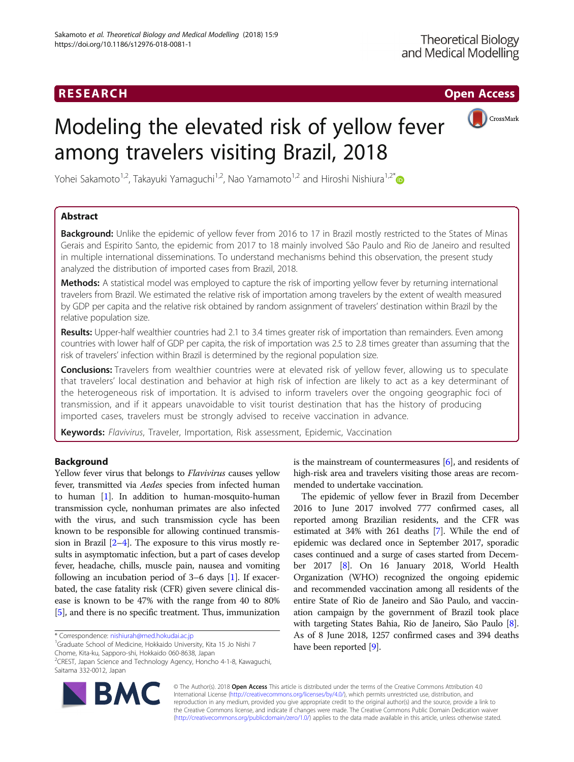# Modeling the elevated risk of yellow fever among travelers visiting Brazil, 2018

Yohei Sakamoto[1,2], Takayuki Yamaguchi[1,2], Nao Yamamoto[1,2] and Hiroshi Nishiura[1,2*]

## Abstract

**Background:** Unlike the epidemic of yellow fever from 2016 to 17 in Brazil mostly restricted to the States of Minas Gerais and Espirito Santo, the epidemic from 2017 to 18 mainly involved São Paulo and Rio de Janeiro and resulted in multiple international disseminations. To understand mechanisms behind this observation, the present study analyzed the distribution of imported cases from Brazil, 2018.

**Methods:** A statistical model was employed to capture the risk of importing yellow fever by returning international travelers from Brazil. We estimated the relative risk of importation among travelers by the extent of wealth measured by GDP per capita and the relative risk obtained by random assignment of travelers' destination within Brazil by the relative population size.

**Results:** Upper-half wealthier countries had 2.1 to 3.4 times greater risk of importation than remainders. Even among countries with lower half of GDP per capita, the risk of importation was 2.5 to 2.8 times greater than assuming that the risk of travelers' infection within Brazil is determined by the regional population size.

**Conclusions:** Travelers from wealthier countries were at elevated risk of yellow fever, allowing us to speculate that travelers' local destination and behavior at high risk of infection are likely to act as a key determinant of the heterogeneous risk of importation. It is advised to inform travelers over the ongoing geographic foci of transmission, and if it appears unavoidable to visit tourist destination that has the history of producing imported cases, travelers must be strongly advised to receive vaccination in advance.

**Keywords:** *Flavivirus*, Traveler, Importation, Risk assessment, Epidemic, Vaccination

## Background

Yellow fever virus that belongs to *Flavivirus* causes yellow fever, transmitted via *Aedes* species from infected human to human [1]. In addition to human-mosquito-human transmission cycle, nonhuman primates are also infected with the virus, and such transmission cycle has been known to be responsible for allowing continued transmission in Brazil [2–4]. The exposure to this virus mostly results in asymptomatic infection, but a part of cases develop fever, headache, chills, muscle pain, nausea and vomiting following an incubation period of 3–6 days [1]. If exacerbated, the case fatality risk (CFR) given severe clinical disease is known to be 47% with the range from 40 to 80% [5], and there is no specific treatment. Thus, immunization is the mainstream of countermeasures [6], and residents of high-risk areas and travelers visiting those areas are recommended to undertake vaccination.

The epidemic of yellow fever in Brazil from December 2016 to June 2017 involved 777 confirmed cases, all reported among Brazilian residents, and the CFR was estimated at 34% with 261 deaths [7]. While the end of epidemic was declared once in September 2017, sporadic cases continued and a surge of cases started from December 2017 [8]. On 16 January 2018, World Health Organization (WHO) recognized the ongoing epidemic and recommended vaccination among all residents of the entire State of Rio de Janeiro and São Paulo, and vaccination campaign by the government of Brazil took place with targeting States Bahia, Rio de Janeiro, São Paulo [8]. As of 8 June 2018, 1257 confirmed cases and 394 deaths have been reported [9].

\* Correspondence: nishiurah@med.hokudai.ac.jp
[1]Graduate School of Medicine, Hokkaido University, Kita 15 Jo Nishi 7 Chome, Kita-ku, Sapporo-shi, Hokkaido 060-8638, Japan
[2]CREST, Japan Science and Technology Agency, Honcho 4-1-8, Kawaguchi, Saitama 332-0012, Japan

© The Author(s). 2018 **Open Access** This article is distributed under the terms of the Creative Commons Attribution 4.0 International License (http://creativecommons.org/licenses/by/4.0/), which permits unrestricted use, distribution, and reproduction in any medium, provided you give appropriate credit to the original author(s) and the source, provide a link to the Creative Commons license, and indicate if changes were made. The Creative Commons Public Domain Dedication waiver (http://creativecommons.org/publicdomain/zero/1.0/) applies to the data made available in this article, unless otherwise stated.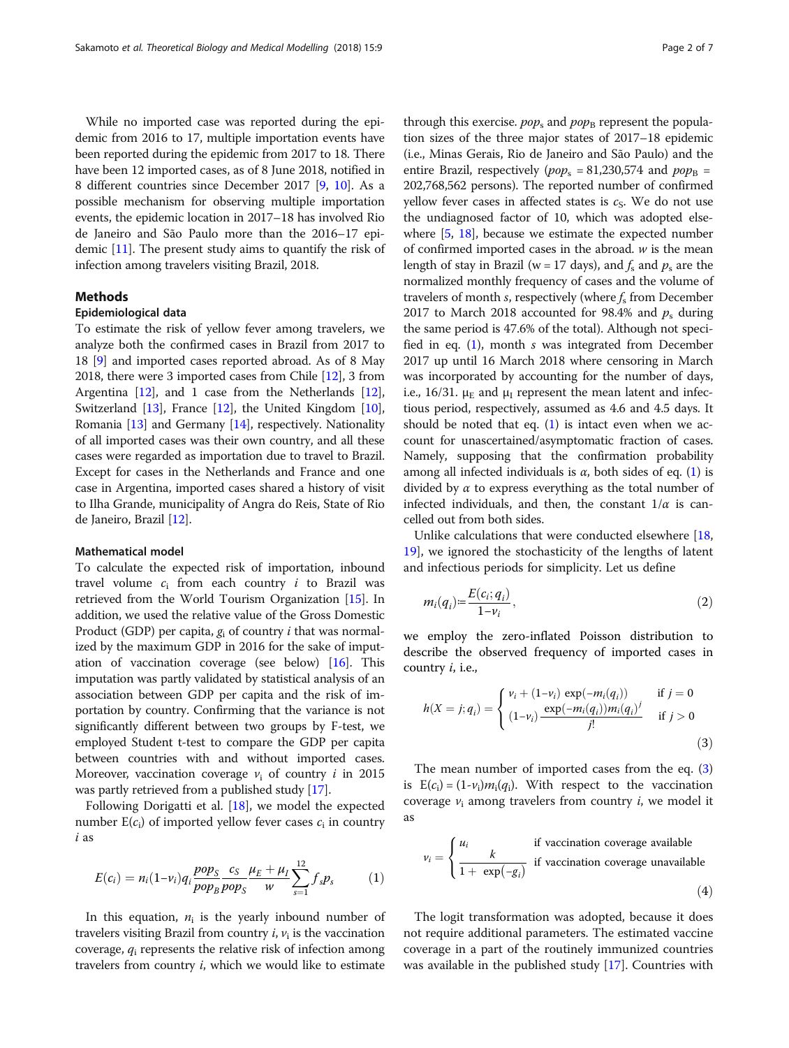While no imported case was reported during the epidemic from 2016 to 17, multiple importation events have been reported during the epidemic from 2017 to 18. There have been 12 imported cases, as of 8 June 2018, notified in 8 different countries since December 2017 [9, 10]. As a possible mechanism for observing multiple importation events, the epidemic location in 2017–18 has involved Rio de Janeiro and São Paulo more than the 2016–17 epidemic [11]. The present study aims to quantify the risk of infection among travelers visiting Brazil, 2018.

## Methods

### Epidemiological data

To estimate the risk of yellow fever among travelers, we analyze both the confirmed cases in Brazil from 2017 to 18 [9] and imported cases reported abroad. As of 8 May 2018, there were 3 imported cases from Chile [12], 3 from Argentina [12], and 1 case from the Netherlands [12], Switzerland [13], France [12], the United Kingdom [10], Romania [13] and Germany [14], respectively. Nationality of all imported cases was their own country, and all these cases were regarded as importation due to travel to Brazil. Except for cases in the Netherlands and France and one case in Argentina, imported cases shared a history of visit to Ilha Grande, municipality of Angra do Reis, State of Rio de Janeiro, Brazil [12].

### Mathematical model

To calculate the expected risk of importation, inbound travel volume $c_i$ from each country $i$ to Brazil was retrieved from the World Tourism Organization [15]. In addition, we used the relative value of the Gross Domestic Product (GDP) per capita, $g_i$ of country $i$ that was normalized by the maximum GDP in 2016 for the sake of imputation of vaccination coverage (see below) [16]. This imputation was partly validated by statistical analysis of an association between GDP per capita and the risk of importation by country. Confirming that the variance is not significantly different between two groups by F-test, we employed Student t-test to compare the GDP per capita between countries with and without imported cases. Moreover, vaccination coverage $v_i$ of country $i$ in 2015 was partly retrieved from a published study [17].

Following Dorigatti et al. [18], we model the expected number $E(c_i)$ of imported yellow fever cases $c_i$ in country $i$ as

$$E(c_i) = n_i(1-v_i)q_i\frac{pop_S}{pop_B}\frac{c_S}{pop_S}\frac{\mu_E+\mu_I}{w}\sum_{s=1}^{12} f_s p_s \tag{1}$$

In this equation, $n_i$ is the yearly inbound number of travelers visiting Brazil from country $i$, $v_i$ is the vaccination coverage, $q_i$ represents the relative risk of infection among travelers from country $i$, which we would like to estimate through this exercise. $pop_s$ and $pop_B$ represent the population sizes of the three major states of 2017–18 epidemic (i.e., Minas Gerais, Rio de Janeiro and São Paulo) and the entire Brazil, respectively ($pop_s$ = 81,230,574 and $pop_B$ = 202,768,562 persons). The reported number of confirmed yellow fever cases in affected states is $c_S$. We do not use the undiagnosed factor of 10, which was adopted elsewhere [5, 18], because we estimate the expected number of confirmed imported cases in the abroad. $w$ is the mean length of stay in Brazil (w = 17 days), and $f_s$ and $p_s$ are the normalized monthly frequency of cases and the volume of travelers of month $s$, respectively (where $f_s$ from December 2017 to March 2018 accounted for 98.4% and $p_s$ during the same period is 47.6% of the total). Although not specified in eq. (1), month $s$ was integrated from December 2017 up until 16 March 2018 where censoring in March was incorporated by accounting for the number of days, i.e., 16/31. $\mu_E$ and $\mu_I$ represent the mean latent and infectious period, respectively, assumed as 4.6 and 4.5 days. It should be noted that eq. (1) is intact even when we account for unascertained/asymptomatic fraction of cases. Namely, supposing that the confirmation probability among all infected individuals is $\alpha$, both sides of eq. (1) is divided by $\alpha$ to express everything as the total number of infected individuals, and then, the constant $1/\alpha$ is cancelled out from both sides.

Unlike calculations that were conducted elsewhere [18, 19], we ignored the stochasticity of the lengths of latent and infectious periods for simplicity. Let us define

$$m_i(q_i) := \frac{E(c_i; q_i)}{1-v_i}, \tag{2}$$

we employ the zero-inflated Poisson distribution to describe the observed frequency of imported cases in country $i$, i.e.,

$$h(X=j;q_i) = \begin{cases} v_i + (1-v_i)\exp(-m_i(q_i)) & \text{if } j=0 \\ (1-v_i)\dfrac{\exp(-m_i(q_i))m_i(q_i)^j}{j!} & \text{if } j>0 \end{cases} \tag{3}$$

The mean number of imported cases from the eq. (3) is $E(c_i) = (1-v_i)m_i(q_i)$. With respect to the vaccination coverage $v_i$ among travelers from country $i$, we model it as

$$v_i = \begin{cases} u_i & \text{if vaccination coverage available} \\ \dfrac{k}{1+\exp(-g_i)} & \text{if vaccination coverage unavailable} \end{cases} \tag{4}$$

The logit transformation was adopted, because it does not require additional parameters. The estimated vaccine coverage in a part of the routinely immunized countries was available in the published study [17]. Countries with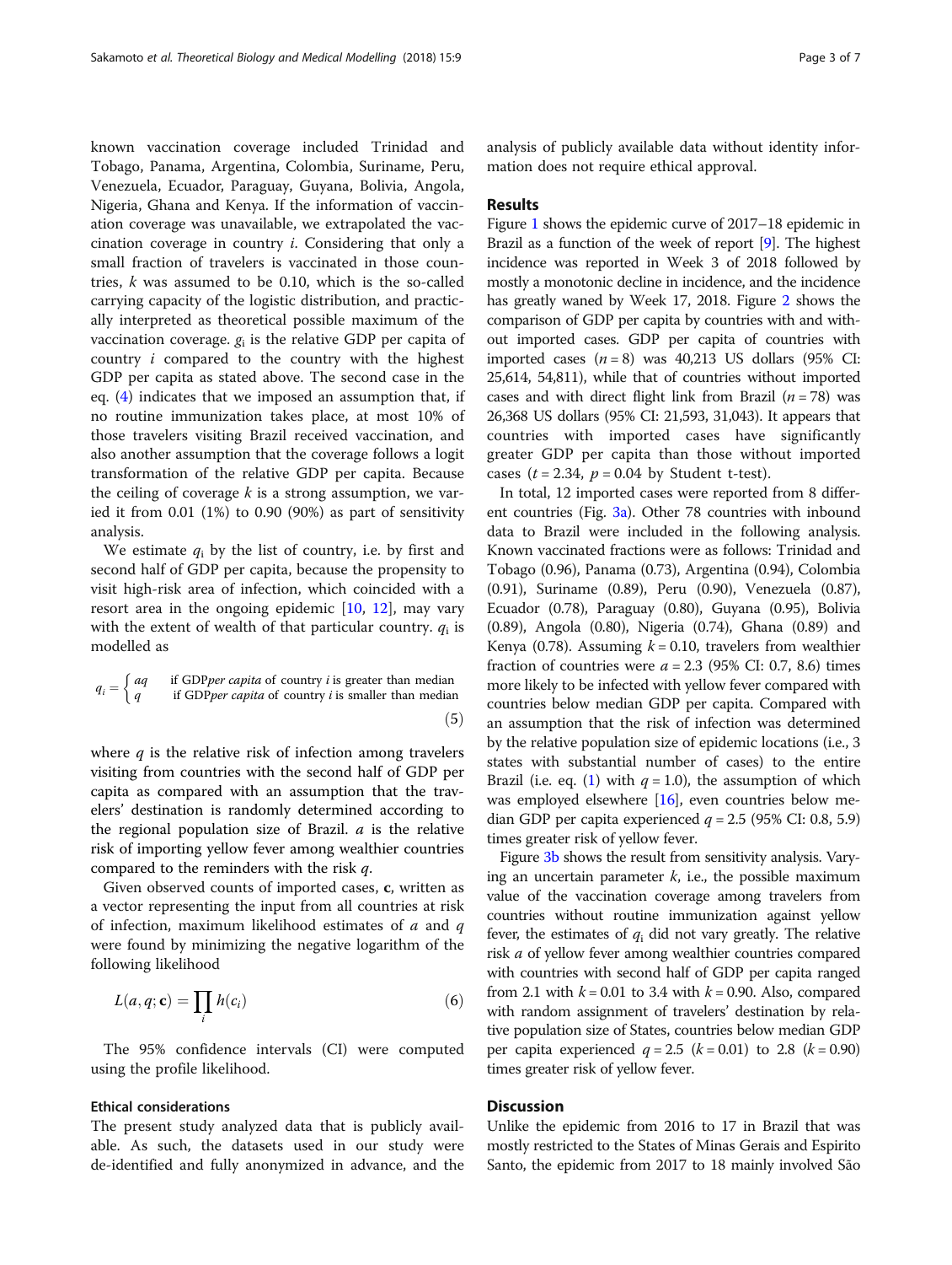known vaccination coverage included Trinidad and Tobago, Panama, Argentina, Colombia, Suriname, Peru, Venezuela, Ecuador, Paraguay, Guyana, Bolivia, Angola, Nigeria, Ghana and Kenya. If the information of vaccination coverage was unavailable, we extrapolated the vaccination coverage in country $i$. Considering that only a small fraction of travelers is vaccinated in those countries, $k$ was assumed to be 0.10, which is the so-called carrying capacity of the logistic distribution, and practically interpreted as theoretical possible maximum of the vaccination coverage. $g_i$ is the relative GDP per capita of country $i$ compared to the country with the highest GDP per capita as stated above. The second case in the eq. (4) indicates that we imposed an assumption that, if no routine immunization takes place, at most 10% of those travelers visiting Brazil received vaccination, and also another assumption that the coverage follows a logit transformation of the relative GDP per capita. Because the ceiling of coverage $k$ is a strong assumption, we varied it from 0.01 (1%) to 0.90 (90%) as part of sensitivity analysis.

We estimate $q_i$ by the list of country, i.e. by first and second half of GDP per capita, because the propensity to visit high-risk area of infection, which coincided with a resort area in the ongoing epidemic [10, 12], may vary with the extent of wealth of that particular country. $q_i$ is modelled as

$$q_i = \begin{cases} aq & \text{if GDP } per\ capita \text{ of country } i \text{ is greater than median} \\ q & \text{if GDP } per\ capita \text{ of country } i \text{ is smaller than median} \end{cases} \tag{5}$$

where $q$ is the relative risk of infection among travelers visiting from countries with the second half of GDP per capita as compared with an assumption that the travelers' destination is randomly determined according to the regional population size of Brazil. $a$ is the relative risk of importing yellow fever among wealthier countries compared to the reminders with the risk $q$.

Given observed counts of imported cases, **c**, written as a vector representing the input from all countries at risk of infection, maximum likelihood estimates of $a$ and $q$ were found by minimizing the negative logarithm of the following likelihood

$$L(a, q; \mathbf{c}) = \prod_i h(c_i) \tag{6}$$

The 95% confidence intervals (CI) were computed using the profile likelihood.

### Ethical considerations

The present study analyzed data that is publicly available. As such, the datasets used in our study were de-identified and fully anonymized in advance, and the analysis of publicly available data without identity information does not require ethical approval.

## Results

Figure 1 shows the epidemic curve of 2017–18 epidemic in Brazil as a function of the week of report [9]. The highest incidence was reported in Week 3 of 2018 followed by mostly a monotonic decline in incidence, and the incidence has greatly waned by Week 17, 2018. Figure 2 shows the comparison of GDP per capita by countries with and without imported cases. GDP per capita of countries with imported cases ($n = 8$) was 40,213 US dollars (95% CI: 25,614, 54,811), while that of countries without imported cases and with direct flight link from Brazil ($n = 78$) was 26,368 US dollars (95% CI: 21,593, 31,043). It appears that countries with imported cases have significantly greater GDP per capita than those without imported cases ($t = 2.34$, $p = 0.04$ by Student t-test).

In total, 12 imported cases were reported from 8 different countries (Fig. 3a). Other 78 countries with inbound data to Brazil were included in the following analysis. Known vaccinated fractions were as follows: Trinidad and Tobago (0.96), Panama (0.73), Argentina (0.94), Colombia (0.91), Suriname (0.89), Peru (0.90), Venezuela (0.87), Ecuador (0.78), Paraguay (0.80), Guyana (0.95), Bolivia (0.89), Angola (0.80), Nigeria (0.74), Ghana (0.89) and Kenya (0.78). Assuming $k = 0.10$, travelers from wealthier fraction of countries were $a = 2.3$ (95% CI: 0.7, 8.6) times more likely to be infected with yellow fever compared with countries below median GDP per capita. Compared with an assumption that the risk of infection was determined by the relative population size of epidemic locations (i.e., 3 states with substantial number of cases) to the entire Brazil (i.e. eq. (1) with $q = 1.0$), the assumption of which was employed elsewhere [16], even countries below median GDP per capita experienced $q = 2.5$ (95% CI: 0.8, 5.9) times greater risk of yellow fever.

Figure 3b shows the result from sensitivity analysis. Varying an uncertain parameter $k$, i.e., the possible maximum value of the vaccination coverage among travelers from countries without routine immunization against yellow fever, the estimates of $q_i$ did not vary greatly. The relative risk $a$ of yellow fever among wealthier countries compared with countries with second half of GDP per capita ranged from 2.1 with $k = 0.01$ to 3.4 with $k = 0.90$. Also, compared with random assignment of travelers' destination by relative population size of States, countries below median GDP per capita experienced $q = 2.5$ ($k = 0.01$) to 2.8 ($k = 0.90$) times greater risk of yellow fever.

## Discussion

Unlike the epidemic from 2016 to 17 in Brazil that was mostly restricted to the States of Minas Gerais and Espirito Santo, the epidemic from 2017 to 18 mainly involved São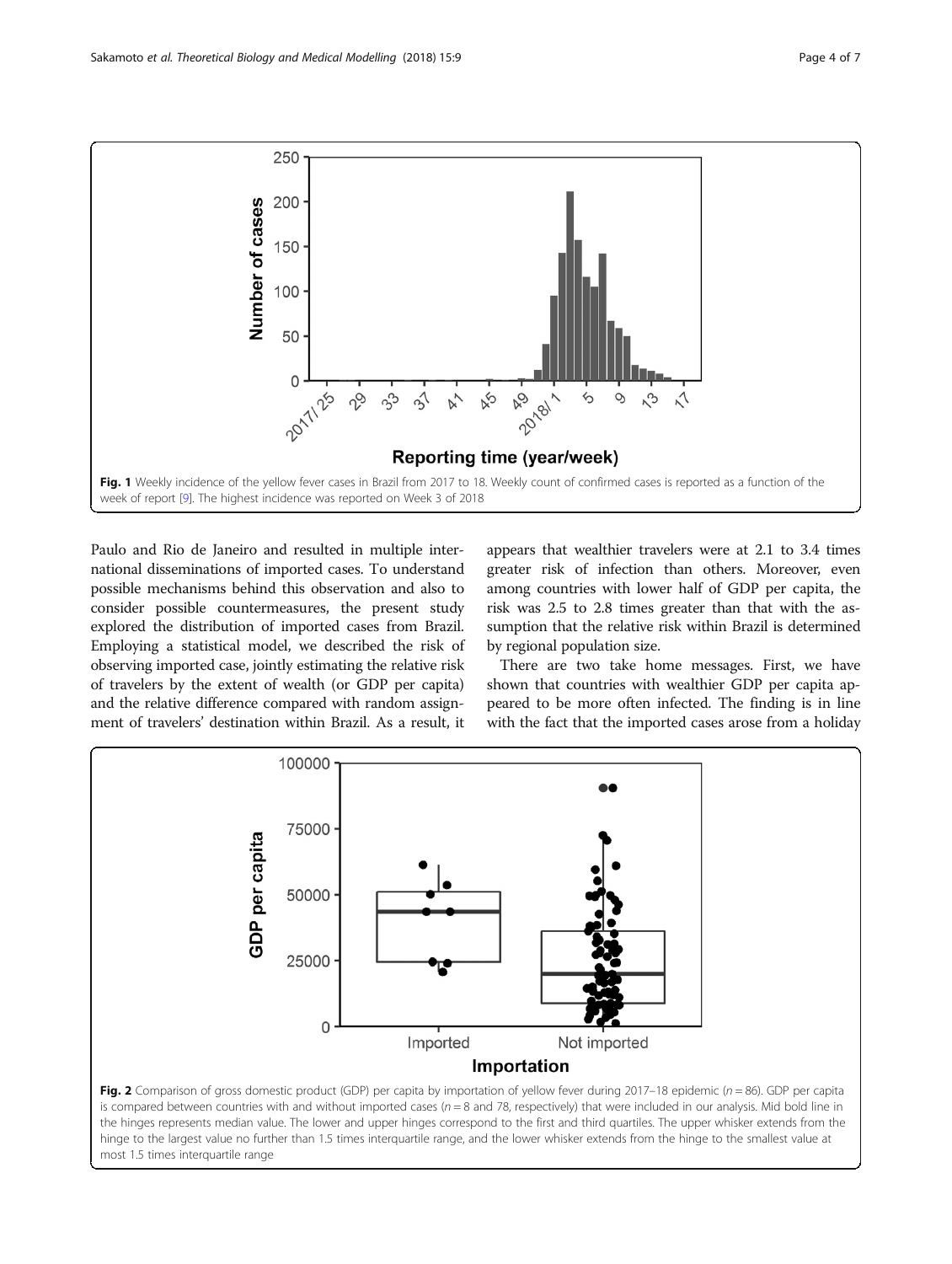Fig. 1 Weekly incidence of the yellow fever cases in Brazil from 2017 to 18. Weekly count of confirmed cases is reported as a function of the week of report [9]. The highest incidence was reported on Week 3 of 2018

Paulo and Rio de Janeiro and resulted in multiple international disseminations of imported cases. To understand possible mechanisms behind this observation and also to consider possible countermeasures, the present study explored the distribution of imported cases from Brazil. Employing a statistical model, we described the risk of observing imported case, jointly estimating the relative risk of travelers by the extent of wealth (or GDP per capita) and the relative difference compared with random assignment of travelers' destination within Brazil. As a result, it appears that wealthier travelers were at 2.1 to 3.4 times greater risk of infection than others. Moreover, even among countries with lower half of GDP per capita, the risk was 2.5 to 2.8 times greater than that with the assumption that the relative risk within Brazil is determined by regional population size.

There are two take home messages. First, we have shown that countries with wealthier GDP per capita appeared to be more often infected. The finding is in line with the fact that the imported cases arose from a holiday

Fig. 2 Comparison of gross domestic product (GDP) per capita by importation of yellow fever during 2017–18 epidemic ($n = 86$). GDP per capita is compared between countries with and without imported cases ($n = 8$ and 78, respectively) that were included in our analysis. Mid bold line in the hinges represents median value. The lower and upper hinges correspond to the first and third quartiles. The upper whisker extends from the hinge to the largest value no further than 1.5 times interquartile range, and the lower whisker extends from the hinge to the smallest value at most 1.5 times interquartile range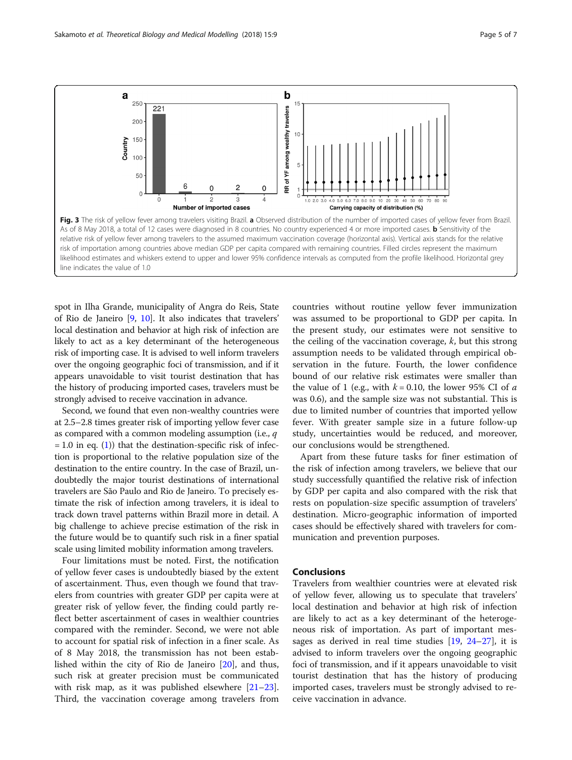Fig. 3 The risk of yellow fever among travelers visiting Brazil. **a** Observed distribution of the number of imported cases of yellow fever from Brazil. As of 8 May 2018, a total of 12 cases were diagnosed in 8 countries. No country experienced 4 or more imported cases. **b** Sensitivity of the relative risk of yellow fever among travelers to the assumed maximum vaccination coverage (horizontal axis). Vertical axis stands for the relative risk of importation among countries above median GDP per capita compared with remaining countries. Filled circles represent the maximum likelihood estimates and whiskers extend to upper and lower 95% confidence intervals as computed from the profile likelihood. Horizontal grey line indicates the value of 1.0

spot in Ilha Grande, municipality of Angra do Reis, State of Rio de Janeiro [9, 10]. It also indicates that travelers' local destination and behavior at high risk of infection are likely to act as a key determinant of the heterogeneous risk of importing case. It is advised to well inform travelers over the ongoing geographic foci of transmission, and if it appears unavoidable to visit tourist destination that has the history of producing imported cases, travelers must be strongly advised to receive vaccination in advance.

Second, we found that even non-wealthy countries were at 2.5–2.8 times greater risk of importing yellow fever case as compared with a common modeling assumption (i.e., $q = 1.0$ in eq. (1)) that the destination-specific risk of infection is proportional to the relative population size of the destination to the entire country. In the case of Brazil, undoubtedly the major tourist destinations of international travelers are São Paulo and Rio de Janeiro. To precisely estimate the risk of infection among travelers, it is ideal to track down travel patterns within Brazil more in detail. A big challenge to achieve precise estimation of the risk in the future would be to quantify such risk in a finer spatial scale using limited mobility information among travelers.

Four limitations must be noted. First, the notification of yellow fever cases is undoubtedly biased by the extent of ascertainment. Thus, even though we found that travelers from countries with greater GDP per capita were at greater risk of yellow fever, the finding could partly reflect better ascertainment of cases in wealthier countries compared with the reminder. Second, we were not able to account for spatial risk of infection in a finer scale. As of 8 May 2018, the transmission has not been established within the city of Rio de Janeiro [20], and thus, such risk at greater precision must be communicated with risk map, as it was published elsewhere [21–23]. Third, the vaccination coverage among travelers from countries without routine yellow fever immunization was assumed to be proportional to GDP per capita. In the present study, our estimates were not sensitive to the ceiling of the vaccination coverage, $k$, but this strong assumption needs to be validated through empirical observation in the future. Fourth, the lower confidence bound of our relative risk estimates were smaller than the value of 1 (e.g., with $k = 0.10$, the lower 95% CI of $a$ was 0.6), and the sample size was not substantial. This is due to limited number of countries that imported yellow fever. With greater sample size in a future follow-up study, uncertainties would be reduced, and moreover, our conclusions would be strengthened.

Apart from these future tasks for finer estimation of the risk of infection among travelers, we believe that our study successfully quantified the relative risk of infection by GDP per capita and also compared with the risk that rests on population-size specific assumption of travelers' destination. Micro-geographic information of imported cases should be effectively shared with travelers for communication and prevention purposes.

## Conclusions

Travelers from wealthier countries were at elevated risk of yellow fever, allowing us to speculate that travelers' local destination and behavior at high risk of infection are likely to act as a key determinant of the heterogeneous risk of importation. As part of important messages as derived in real time studies [19, 24–27], it is advised to inform travelers over the ongoing geographic foci of transmission, and if it appears unavoidable to visit tourist destination that has the history of producing imported cases, travelers must be strongly advised to receive vaccination in advance.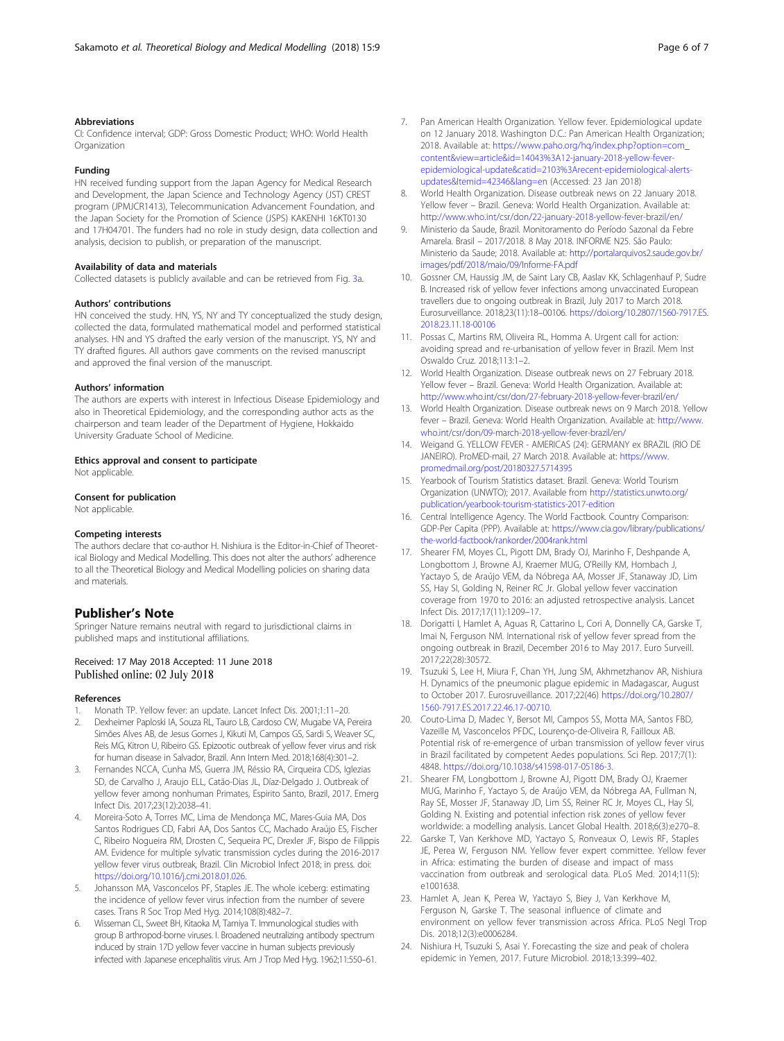### Abbreviations

CI: Confidence interval; GDP: Gross Domestic Product; WHO: World Health Organization

### Funding

HN received funding support from the Japan Agency for Medical Research and Development, the Japan Science and Technology Agency (JST) CREST program (JPMJCR1413), Telecommunication Advancement Foundation, and the Japan Society for the Promotion of Science (JSPS) KAKENHI 16KT0130 and 17H04701. The funders had no role in study design, data collection and analysis, decision to publish, or preparation of the manuscript.

### Availability of data and materials

Collected datasets is publicly available and can be retrieved from Fig. 3a.

### Authors' contributions

HN conceived the study. HN, YS, NY and TY conceptualized the study design, collected the data, formulated mathematical model and performed statistical analyses. HN and YS drafted the early version of the manuscript. YS, NY and TY drafted figures. All authors gave comments on the revised manuscript and approved the final version of the manuscript.

### Authors' information

The authors are experts with interest in Infectious Disease Epidemiology and also in Theoretical Epidemiology, and the corresponding author acts as the chairperson and team leader of the Department of Hygiene, Hokkaido University Graduate School of Medicine.

### Ethics approval and consent to participate

Not applicable.

### Consent for publication

Not applicable.

### Competing interests

The authors declare that co-author H. Nishiura is the Editor-in-Chief of Theoretical Biology and Medical Modelling. This does not alter the authors' adherence to all the Theoretical Biology and Medical Modelling policies on sharing data and materials.

## Publisher's Note

Springer Nature remains neutral with regard to jurisdictional claims in published maps and institutional affiliations.

Received: 17 May 2018 Accepted: 11 June 2018
Published online: 02 July 2018

### References

1. Monath TP. Yellow fever: an update. Lancet Infect Dis. 2001;1:11–20.
2. Dexheimer Paploski IA, Souza RL, Tauro LB, Cardoso CW, Mugabe VA, Pereira Simões Alves AB, de Jesus Gomes J, Kikuti M, Campos GS, Sardi S, Weaver SC, Reis MG, Kitron U, Ribeiro GS. Epizootic outbreak of yellow fever virus and risk for human disease in Salvador, Brazil. Ann Intern Med. 2018;168(4):301–2.
3. Fernandes NCCA, Cunha MS, Guerra JM, Réssio RA, Cirqueira CDS, Iglezias SD, de Carvalho J, Araujo ELL, Catão-Dias JL, Díaz-Delgado J. Outbreak of yellow fever among nonhuman Primates, Espirito Santo, Brazil, 2017. Emerg Infect Dis. 2017;23(12):2038–41.
4. Moreira-Soto A, Torres MC, Lima de Mendonça MC, Mares-Guia MA, Dos Santos Rodrigues CD, Fabri AA, Dos Santos CC, Machado Araújo ES, Fischer C, Ribeiro Nogueira RM, Drosten C, Sequeira PC, Drexler JF, Bispo de Filippis AM. Evidence for multiple sylvatic transmission cycles during the 2016-2017 yellow fever virus outbreak, Brazil. Clin Microbiol Infect 2018; in press. doi: https://doi.org/10.1016/j.cmi.2018.01.026.
5. Johansson MA, Vasconcelos PF, Staples JE. The whole iceberg: estimating the incidence of yellow fever virus infection from the number of severe cases. Trans R Soc Trop Med Hyg. 2014;108(8):482–7.
6. Wisseman CL, Sweet BH, Kitaoka M, Tamiya T. Immunological studies with group B arthropod-borne viruses. I. Broadened neutralizing antibody spectrum induced by strain 17D yellow fever vaccine in human subjects previously infected with Japanese encephalitis virus. Am J Trop Med Hyg. 1962;11:550–61.
7. Pan American Health Organization. Yellow fever. Epidemiological update on 12 January 2018. Washington D.C.: Pan American Health Organization; 2018. Available at: https://www.paho.org/hq/index.php?option=com_content&view=article&id=14043%3A12-january-2018-yellow-fever-epidemiological-update&catid=2103%3Arecent-epidemiological-alerts-updates&Itemid=42346&lang=en (Accessed: 23 Jan 2018)
8. World Health Organization. Disease outbreak news on 22 January 2018. Yellow fever – Brazil. Geneva: World Health Organization. Available at: http://www.who.int/csr/don/22-january-2018-yellow-fever-brazil/en/
9. Ministerio da Saude, Brazil. Monitoramento do Período Sazonal da Febre Amarela. Brasil – 2017/2018. 8 May 2018. INFORME N25. São Paulo: Ministerio da Saude; 2018. Available at: http://portalarquivos2.saude.gov.br/images/pdf/2018/maio/09/Informe-FA.pdf
10. Gossner CM, Haussig JM, de Saint Lary CB, Aaslav KK, Schlagenhauf P, Sudre B. Increased risk of yellow fever infections among unvaccinated European travellers due to ongoing outbreak in Brazil, July 2017 to March 2018. Eurosurveillance. 2018;23(11):18–00106. https://doi.org/10.2807/1560-7917.ES.2018.23.11.18-00106
11. Possas C, Martins RM, Oliveira RL, Homma A. Urgent call for action: avoiding spread and re-urbanisation of yellow fever in Brazil. Mem Inst Oswaldo Cruz. 2018;113:1–2.
12. World Health Organization. Disease outbreak news on 27 February 2018. Yellow fever – Brazil. Geneva: World Health Organization. Available at: http://www.who.int/csr/don/27-february-2018-yellow-fever-brazil/en/
13. World Health Organization. Disease outbreak news on 9 March 2018. Yellow fever – Brazil. Geneva: World Health Organization. Available at: http://www.who.int/csr/don/09-march-2018-yellow-fever-brazil/en/
14. Weigand G. YELLOW FEVER - AMERICAS (24): GERMANY ex BRAZIL (RIO DE JANEIRO). ProMED-mail, 27 March 2018. Available at: https://www.promedmail.org/post/20180327.5714395
15. Yearbook of Tourism Statistics dataset. Brazil. Geneva: World Tourism Organization (UNWTO); 2017. Available from http://statistics.unwto.org/publication/yearbook-tourism-statistics-2017-edition
16. Central Intelligence Agency. The World Factbook. Country Comparison: GDP-Per Capita (PPP). Available at: https://www.cia.gov/library/publications/the-world-factbook/rankorder/2004rank.html
17. Shearer FM, Moyes CL, Pigott DM, Brady OJ, Marinho F, Deshpande A, Longbottom J, Browne AJ, Kraemer MUG, O'Reilly KM, Hombach J, Yactayo S, de Araújo VEM, da Nóbrega AA, Mosser JF, Stanaway JD, Lim SS, Hay SI, Golding N, Reiner RC Jr. Global yellow fever vaccination coverage from 1970 to 2016: an adjusted retrospective analysis. Lancet Infect Dis. 2017;17(11):1209–17.
18. Dorigatti I, Hamlet A, Aguas R, Cattarino L, Cori A, Donnelly CA, Garske T, Imai N, Ferguson NM. International risk of yellow fever spread from the ongoing outbreak in Brazil, December 2016 to May 2017. Euro Surveill. 2017;22(28):30572.
19. Tsuzuki S, Lee H, Miura F, Chan YH, Jung SM, Akhmetzhanov AR, Nishiura H. Dynamics of the pneumonic plague epidemic in Madagascar, August to October 2017. Eurosurveillance. 2017;22(46) https://doi.org/10.2807/1560-7917.ES.2017.22.46.17-00710.
20. Couto-Lima D, Madec Y, Bersot MI, Campos SS, Motta MA, Santos FBD, Vazeille M, Vasconcelos PFDC, Lourenço-de-Oliveira R, Failloux AB. Potential risk of re-emergence of urban transmission of yellow fever virus in Brazil facilitated by competent Aedes populations. Sci Rep. 2017;7(1):4848. https://doi.org/10.1038/s41598-017-05186-3.
21. Shearer FM, Longbottom J, Browne AJ, Pigott DM, Brady OJ, Kraemer MUG, Marinho F, Yactayo S, de Araújo VEM, da Nóbrega AA, Fullman N, Ray SE, Mosser JF, Stanaway JD, Lim SS, Reiner RC Jr, Moyes CL, Hay SI, Golding N. Existing and potential infection risk zones of yellow fever worldwide: a modelling analysis. Lancet Global Health. 2018;6(3):e270–8.
22. Garske T, Van Kerkhove MD, Yactayo S, Ronveaux O, Lewis RF, Staples JE, Perea W, Ferguson NM. Yellow fever expert committee. Yellow fever in Africa: estimating the burden of disease and impact of mass vaccination from outbreak and serological data. PLoS Med. 2014;11(5):e1001638.
23. Hamlet A, Jean K, Perea W, Yactayo S, Biey J, Van Kerkhove M, Ferguson N, Garske T. The seasonal influence of climate and environment on yellow fever transmission across Africa. PLoS Negl Trop Dis. 2018;12(3):e0006284.
24. Nishiura H, Tsuzuki S, Asai Y. Forecasting the size and peak of cholera epidemic in Yemen, 2017. Future Microbiol. 2018;13:399–402.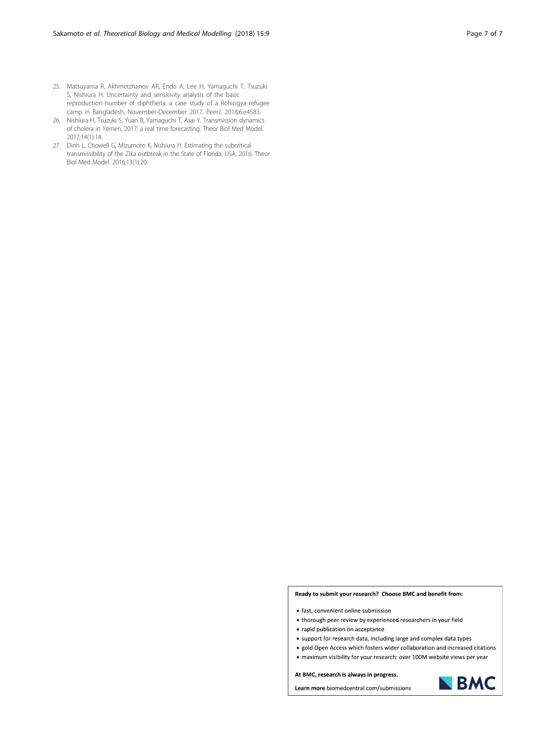25. Matsuyama R, Akhmetzhanov AR, Endo A, Lee H, Yamaguchi T, Tsuzuki S, Nishiura H. Uncertainty and sensitivity analysis of the basic reproduction number of diphtheria: a case study of a Rohingya refugee camp in Bangladesh, November-December 2017. PeerJ. 2018;6:e4583.
26. Nishiura H, Tsuzuki S, Yuan B, Yamaguchi T, Asai Y. Transmission dynamics of cholera in Yemen, 2017: a real time forecasting. Theor Biol Med Model. 2017;14(1):14.
27. Dinh L, Chowell G, Mizumoto K, Nishiura H. Estimating the subcritical transmissibility of the Zika outbreak in the State of Florida, USA, 2016. Theor Biol Med Model. 2016;13(1):20.

**Ready to submit your research? Choose BMC and benefit from:**

- fast, convenient online submission
- thorough peer review by experienced researchers in your field
- rapid publication on acceptance
- support for research data, including large and complex data types
- gold Open Access which fosters wider collaboration and increased citations
- maximum visibility for your research: over 100M website views per year

**At BMC, research is always in progress.**

**Learn more** biomedcentral.com/submissions

BMC